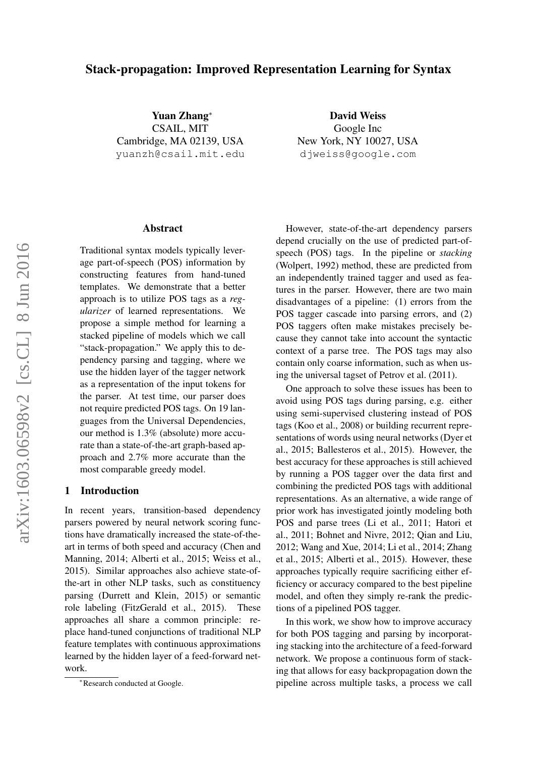# Stack-propagation: Improved Representation Learning for Syntax

**Yuan Zhang***
CSAIL, MIT
Cambridge, MA 02139, USA
yuanzh@csail.mit.edu

**David Weiss**
Google Inc
New York, NY 10027, USA
djweiss@google.com

## Abstract

Traditional syntax models typically leverage part-of-speech (POS) information by constructing features from hand-tuned templates. We demonstrate that a better approach is to utilize POS tags as a *regularizer* of learned representations. We propose a simple method for learning a stacked pipeline of models which we call "stack-propagation." We apply this to dependency parsing and tagging, where we use the hidden layer of the tagger network as a representation of the input tokens for the parser. At test time, our parser does not require predicted POS tags. On 19 languages from the Universal Dependencies, our method is 1.3% (absolute) more accurate than a state-of-the-art graph-based approach and 2.7% more accurate than the most comparable greedy model.

## 1 Introduction

In recent years, transition-based dependency parsers powered by neural network scoring functions have dramatically increased the state-of-the-art in terms of both speed and accuracy (Chen and Manning, 2014; Alberti et al., 2015; Weiss et al., 2015). Similar approaches also achieve state-of-the-art in other NLP tasks, such as constituency parsing (Durrett and Klein, 2015) or semantic role labeling (FitzGerald et al., 2015). These approaches all share a common principle: replace hand-tuned conjunctions of traditional NLP feature templates with continuous approximations learned by the hidden layer of a feed-forward network.

However, state-of-the-art dependency parsers depend crucially on the use of predicted part-of-speech (POS) tags. In the pipeline or *stacking* (Wolpert, 1992) method, these are predicted from an independently trained tagger and used as features in the parser. However, there are two main disadvantages of a pipeline: (1) errors from the POS tagger cascade into parsing errors, and (2) POS taggers often make mistakes precisely because they cannot take into account the syntactic context of a parse tree. The POS tags may also contain only coarse information, such as when using the universal tagset of Petrov et al. (2011).

One approach to solve these issues has been to avoid using POS tags during parsing, e.g. either using semi-supervised clustering instead of POS tags (Koo et al., 2008) or building recurrent representations of words using neural networks (Dyer et al., 2015; Ballesteros et al., 2015). However, the best accuracy for these approaches is still achieved by running a POS tagger over the data first and combining the predicted POS tags with additional representations. As an alternative, a wide range of prior work has investigated jointly modeling both POS and parse trees (Li et al., 2011; Hatori et al., 2011; Bohnet and Nivre, 2012; Qian and Liu, 2012; Wang and Xue, 2014; Li et al., 2014; Zhang et al., 2015; Alberti et al., 2015). However, these approaches typically require sacrificing either efficiency or accuracy compared to the best pipeline model, and often they simply re-rank the predictions of a pipelined POS tagger.

In this work, we show how to improve accuracy for both POS tagging and parsing by incorporating stacking into the architecture of a feed-forward network. We propose a continuous form of stacking that allows for easy backpropagation down the pipeline across multiple tasks, a process we call

*Research conducted at Google.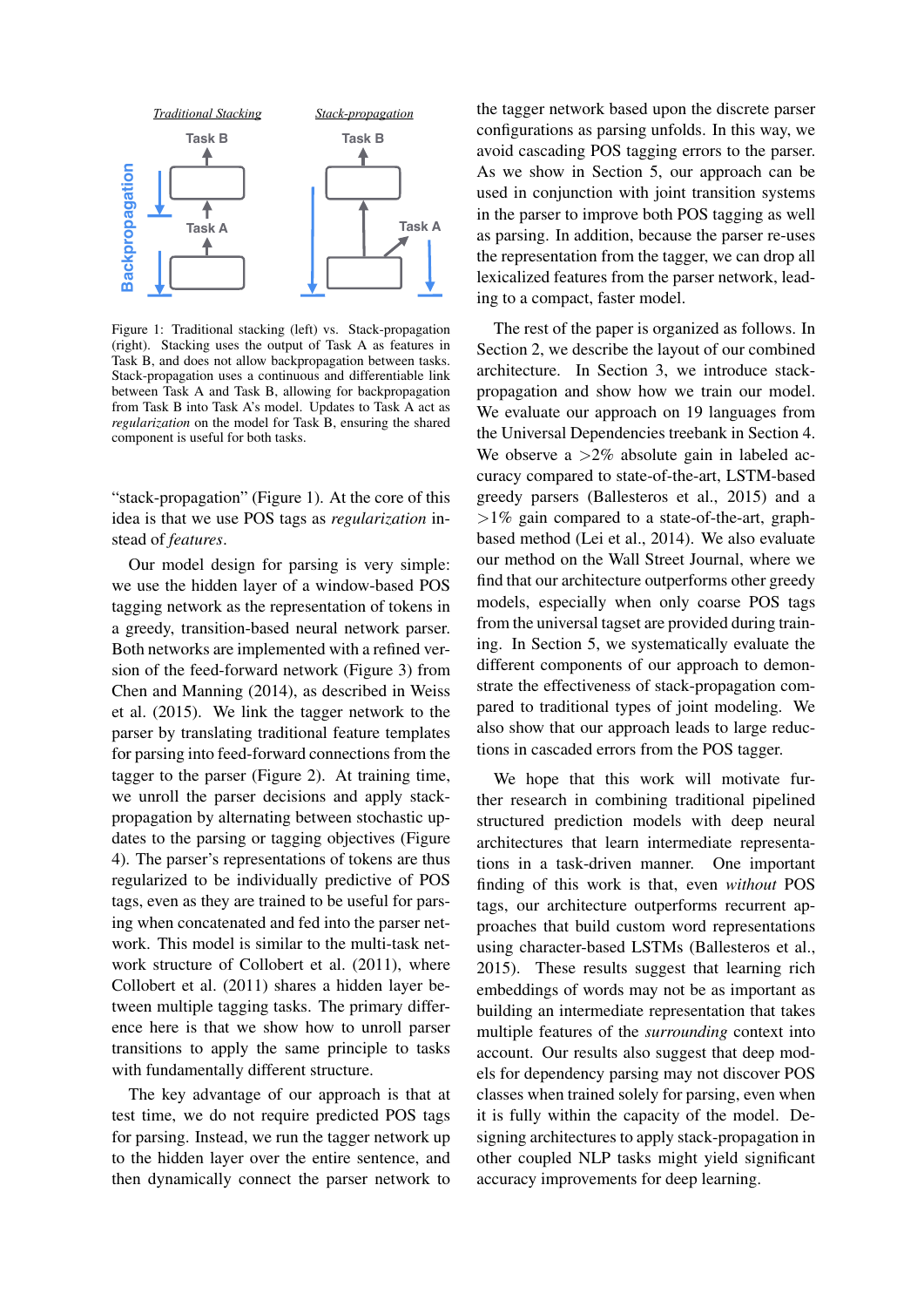Figure 1: Traditional stacking (left) vs. Stack-propagation (right). Stacking uses the output of Task A as features in Task B, and does not allow backpropagation between tasks. Stack-propagation uses a continuous and differentiable link between Task A and Task B, allowing for backpropagation from Task B into Task A's model. Updates to Task A act as *regularization* on the model for Task B, ensuring the shared component is useful for both tasks.

"stack-propagation" (Figure 1). At the core of this idea is that we use POS tags as *regularization* instead of *features*.

Our model design for parsing is very simple: we use the hidden layer of a window-based POS tagging network as the representation of tokens in a greedy, transition-based neural network parser. Both networks are implemented with a refined version of the feed-forward network (Figure 3) from Chen and Manning (2014), as described in Weiss et al. (2015). We link the tagger network to the parser by translating traditional feature templates for parsing into feed-forward connections from the tagger to the parser (Figure 2). At training time, we unroll the parser decisions and apply stack-propagation by alternating between stochastic updates to the parsing or tagging objectives (Figure 4). The parser's representations of tokens are thus regularized to be individually predictive of POS tags, even as they are trained to be useful for parsing when concatenated and fed into the parser network. This model is similar to the multi-task network structure of Collobert et al. (2011), where Collobert et al. (2011) shares a hidden layer between multiple tagging tasks. The primary difference here is that we show how to unroll parser transitions to apply the same principle to tasks with fundamentally different structure.

The key advantage of our approach is that at test time, we do not require predicted POS tags for parsing. Instead, we run the tagger network up to the hidden layer over the entire sentence, and then dynamically connect the parser network to the tagger network based upon the discrete parser configurations as parsing unfolds. In this way, we avoid cascading POS tagging errors to the parser. As we show in Section 5, our approach can be used in conjunction with joint transition systems in the parser to improve both POS tagging as well as parsing. In addition, because the parser re-uses the representation from the tagger, we can drop all lexicalized features from the parser network, leading to a compact, faster model.

The rest of the paper is organized as follows. In Section 2, we describe the layout of our combined architecture. In Section 3, we introduce stack-propagation and show how we train our model. We evaluate our approach on 19 languages from the Universal Dependencies treebank in Section 4. We observe a $>$2% absolute gain in labeled accuracy compared to state-of-the-art, LSTM-based greedy parsers (Ballesteros et al., 2015) and a $>$1% gain compared to a state-of-the-art, graph-based method (Lei et al., 2014). We also evaluate our method on the Wall Street Journal, where we find that our architecture outperforms other greedy models, especially when only coarse POS tags from the universal tagset are provided during training. In Section 5, we systematically evaluate the different components of our approach to demonstrate the effectiveness of stack-propagation compared to traditional types of joint modeling. We also show that our approach leads to large reductions in cascaded errors from the POS tagger.

We hope that this work will motivate further research in combining traditional pipelined structured prediction models with deep neural architectures that learn intermediate representations in a task-driven manner. One important finding of this work is that, even *without* POS tags, our architecture outperforms recurrent approaches that build custom word representations using character-based LSTMs (Ballesteros et al., 2015). These results suggest that learning rich embeddings of words may not be as important as building an intermediate representation that takes multiple features of the *surrounding* context into account. Our results also suggest that deep models for dependency parsing may not discover POS classes when trained solely for parsing, even when it is fully within the capacity of the model. Designing architectures to apply stack-propagation in other coupled NLP tasks might yield significant accuracy improvements for deep learning.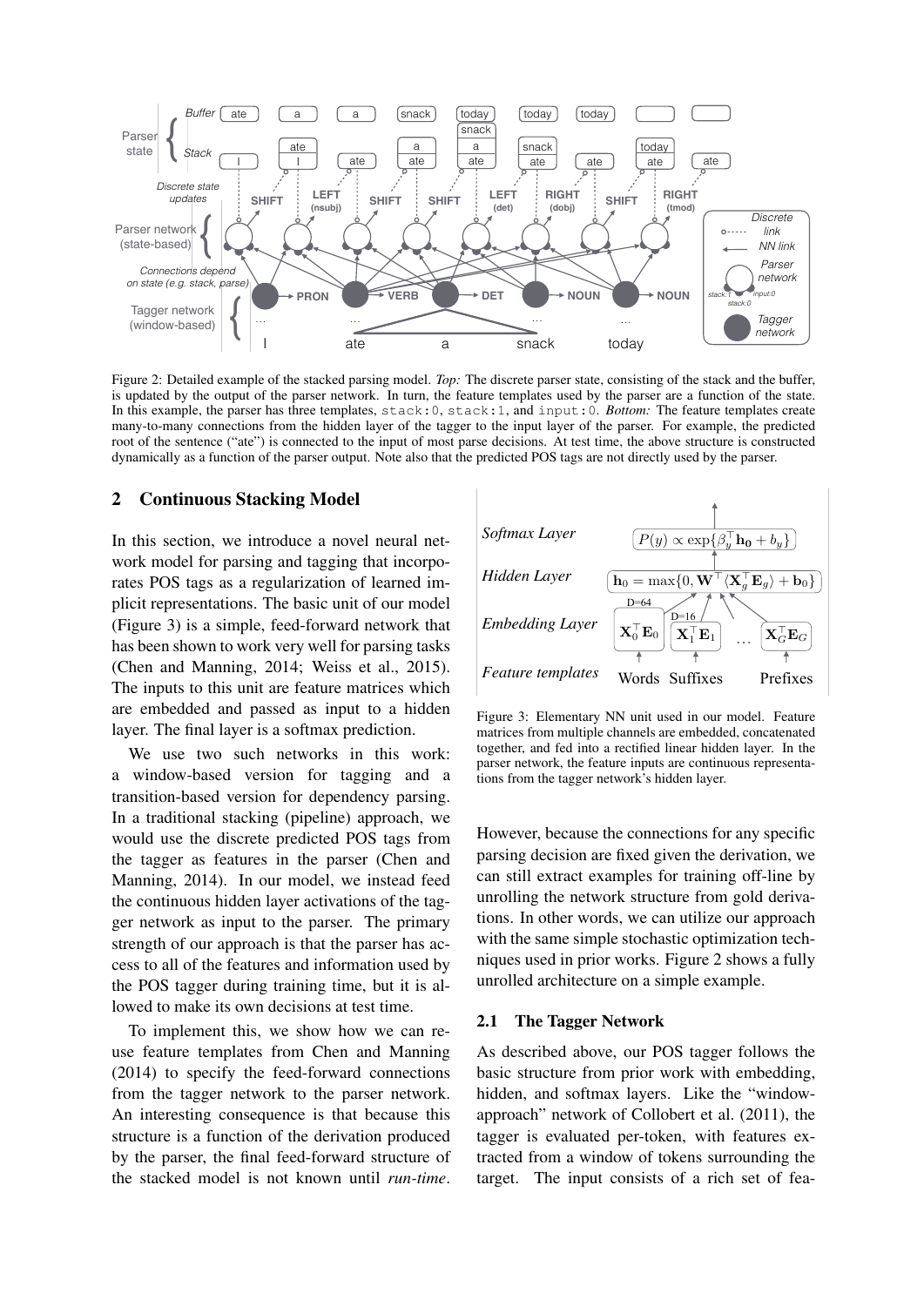Figure 2: Detailed example of the stacked parsing model. *Top:* The discrete parser state, consisting of the stack and the buffer, is updated by the output of the parser network. In turn, the feature templates used by the parser are a function of the state. In this example, the parser has three templates, `stack:0`, `stack:1`, and `input:0`. *Bottom:* The feature templates create many-to-many connections from the hidden layer of the tagger to the input layer of the parser. For example, the predicted root of the sentence ("ate") is connected to the input of most parse decisions. At test time, the above structure is constructed dynamically as a function of the parser output. Note also that the predicted POS tags are not directly used by the parser.

## 2 Continuous Stacking Model

In this section, we introduce a novel neural network model for parsing and tagging that incorporates POS tags as a regularization of learned implicit representations. The basic unit of our model (Figure 3) is a simple, feed-forward network that has been shown to work very well for parsing tasks (Chen and Manning, 2014; Weiss et al., 2015). The inputs to this unit are feature matrices which are embedded and passed as input to a hidden layer. The final layer is a softmax prediction.

We use two such networks in this work: a window-based version for tagging and a transition-based version for dependency parsing. In a traditional stacking (pipeline) approach, we would use the discrete predicted POS tags from the tagger as features in the parser (Chen and Manning, 2014). In our model, we instead feed the continuous hidden layer activations of the tagger network as input to the parser. The primary strength of our approach is that the parser has access to all of the features and information used by the POS tagger during training time, but it is allowed to make its own decisions at test time.

To implement this, we show how we can reuse feature templates from Chen and Manning (2014) to specify the feed-forward connections from the tagger network to the parser network. An interesting consequence is that because this structure is a function of the derivation produced by the parser, the final feed-forward structure of the stacked model is not known until *run-time*. However, because the connections for any specific parsing decision are fixed given the derivation, we can still extract examples for training off-line by unrolling the network structure from gold derivations. In other words, we can utilize our approach with the same simple stochastic optimization techniques used in prior works. Figure 2 shows a fully unrolled architecture on a simple example.

Figure 3: Elementary NN unit used in our model. Feature matrices from multiple channels are embedded, concatenated together, and fed into a rectified linear hidden layer. In the parser network, the feature inputs are continuous representations from the tagger network's hidden layer.

### 2.1 The Tagger Network

As described above, our POS tagger follows the basic structure from prior work with embedding, hidden, and softmax layers. Like the "window-approach" network of Collobert et al. (2011), the tagger is evaluated per-token, with features extracted from a window of tokens surrounding the target. The input consists of a rich set of fea-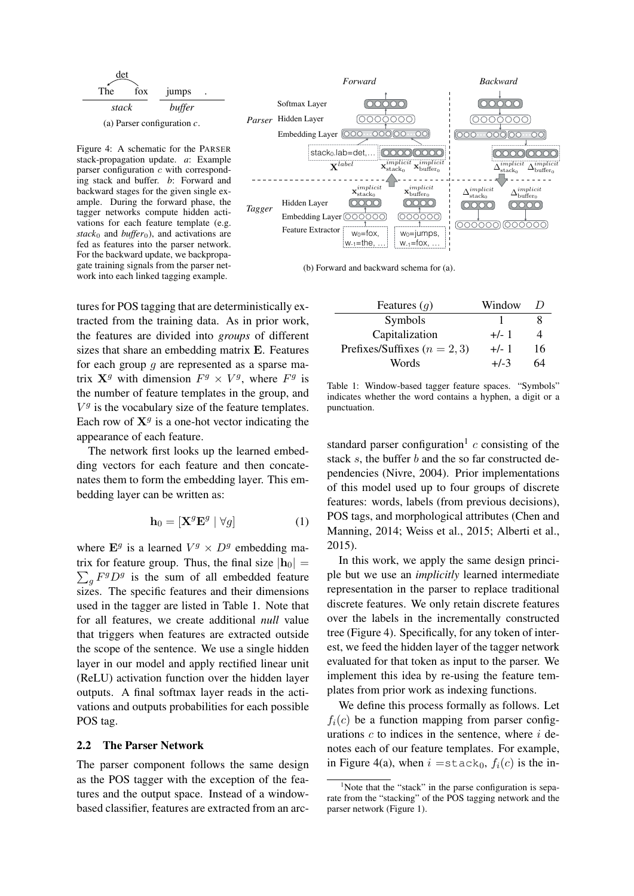(a) Parser configuration $c$.

Figure 4: A schematic for the PARSER stack-propagation update. *a*: Example parser configuration $c$ with corresponding stack and buffer. *b*: Forward and backward stages for the given single example. During the forward phase, the tagger networks compute hidden activations for each feature template (e.g. $stack_0$ and $buffer_0$), and activations are fed as features into the parser network. For the backward update, we backpropagate training signals from the parser network into each linked tagging example.

(b) Forward and backward schema for (a).

tures for POS tagging that are deterministically extracted from the training data. As in prior work, the features are divided into *groups* of different sizes that share an embedding matrix $\mathbf{E}$. Features for each group $g$ are represented as a sparse matrix $\mathbf{X}^g$ with dimension $F^g \times V^g$, where $F^g$ is the number of feature templates in the group, and $V^g$ is the vocabulary size of the feature templates. Each row of $\mathbf{X}^g$ is a one-hot vector indicating the appearance of each feature.

The network first looks up the learned embedding vectors for each feature and then concatenates them to form the embedding layer. This embedding layer can be written as:

$$\mathbf{h}_0 = [\mathbf{X}^g \mathbf{E}^g \mid \forall g] \tag{1}$$

where $\mathbf{E}^g$ is a learned $V^g \times D^g$ embedding matrix for feature group. Thus, the final size $|\mathbf{h}_0| = \sum_g F^g D^g$ is the sum of all embedded feature sizes. The specific features and their dimensions used in the tagger are listed in Table 1. Note that for all features, we create additional *null* value that triggers when features are extracted outside the scope of the sentence. We use a single hidden layer in our model and apply rectified linear unit (ReLU) activation function over the hidden layer outputs. A final softmax layer reads in the activations and outputs probabilities for each possible POS tag.

## 2.2 The Parser Network

The parser component follows the same design as the POS tagger with the exception of the features and the output space. Instead of a window-based classifier, features are extracted from an arc-standard parser configuration[1] $c$ consisting of the stack $s$, the buffer $b$ and the so far constructed dependencies (Nivre, 2004). Prior implementations of this model used up to four groups of discrete features: words, labels (from previous decisions), POS tags, and morphological attributes (Chen and Manning, 2014; Weiss et al., 2015; Alberti et al., 2015).

| Features ($g$) | Window | $D$ |
|---|---|---|
| Symbols | 1 | 8 |
| Capitalization | +/- 1 | 4 |
| Prefixes/Suffixes ($n = 2, 3$) | +/- 1 | 16 |
| Words | +/-3 | 64 |

Table 1: Window-based tagger feature spaces. "Symbols" indicates whether the word contains a hyphen, a digit or a punctuation.

In this work, we apply the same design principle but we use an *implicitly* learned intermediate representation in the parser to replace traditional discrete features. We only retain discrete features over the labels in the incrementally constructed tree (Figure 4). Specifically, for any token of interest, we feed the hidden layer of the tagger network evaluated for that token as input to the parser. We implement this idea by re-using the feature templates from prior work as indexing functions.

We define this process formally as follows. Let $f_i(c)$ be a function mapping from parser configurations $c$ to indices in the sentence, where $i$ denotes each of our feature templates. For example, in Figure 4(a), when $i = \texttt{stack}_0$, $f_i(c)$ is the in-

[1] Note that the "stack" in the parse configuration is separate from the "stacking" of the POS tagging network and the parser network (Figure 1).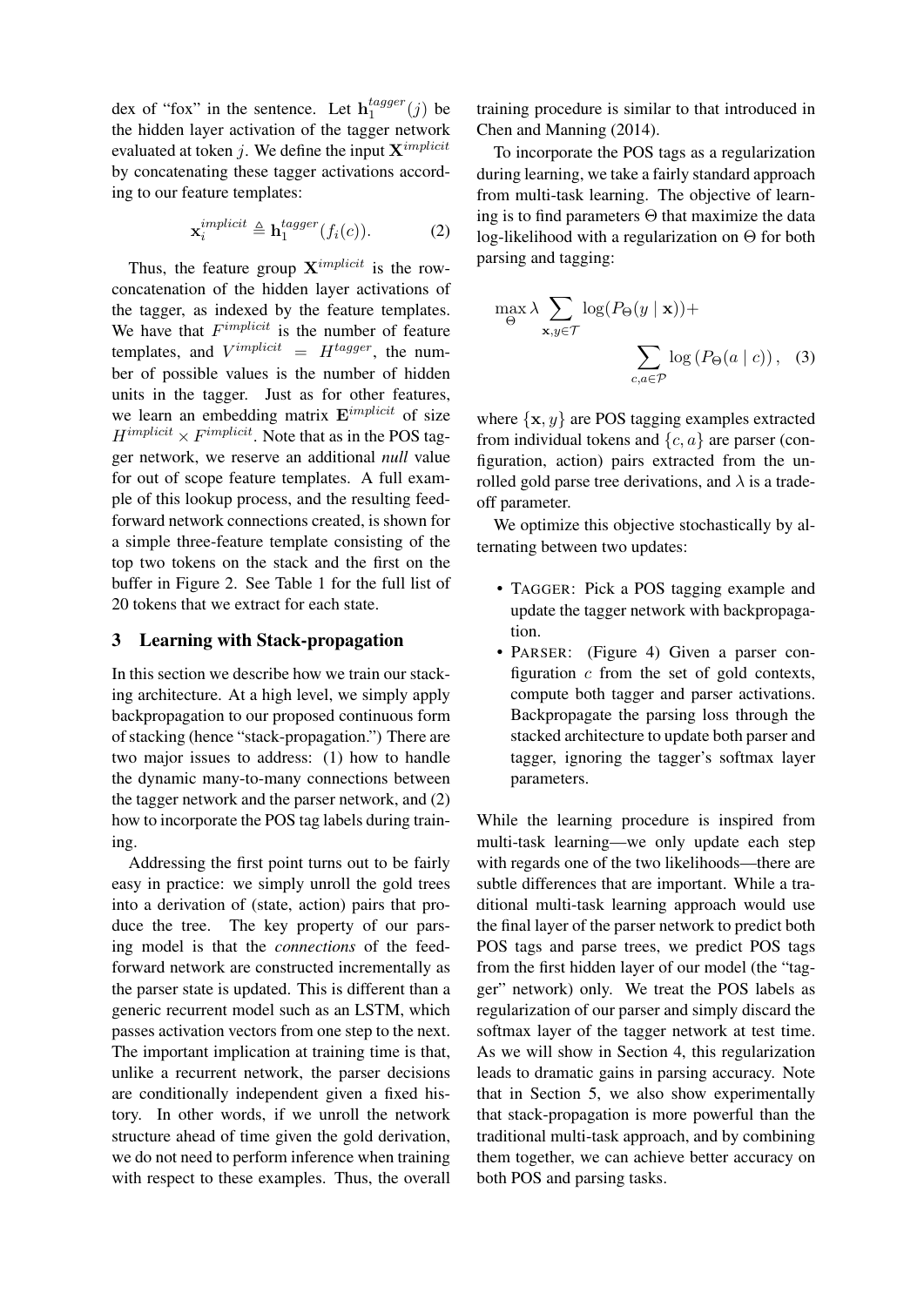dex of "fox" in the sentence. Let $\mathbf{h}_1^{tagger}(j)$ be the hidden layer activation of the tagger network evaluated at token $j$. We define the input $\mathbf{X}^{implicit}$ by concatenating these tagger activations according to our feature templates:

$$\mathbf{x}_i^{implicit} \triangleq \mathbf{h}_1^{tagger}(f_i(c)). \tag{2}$$

Thus, the feature group $\mathbf{X}^{implicit}$ is the row-concatenation of the hidden layer activations of the tagger, as indexed by the feature templates. We have that $F^{implicit}$ is the number of feature templates, and $V^{implicit} = H^{tagger}$, the number of possible values is the number of hidden units in the tagger. Just as for other features, we learn an embedding matrix $\mathbf{E}^{implicit}$ of size $H^{implicit} \times F^{implicit}$. Note that as in the POS tagger network, we reserve an additional *null* value for out of scope feature templates. A full example of this lookup process, and the resulting feed-forward network connections created, is shown for a simple three-feature template consisting of the top two tokens on the stack and the first on the buffer in Figure 2. See Table 1 for the full list of 20 tokens that we extract for each state.

## 3 Learning with Stack-propagation

In this section we describe how we train our stacking architecture. At a high level, we simply apply backpropagation to our proposed continuous form of stacking (hence "stack-propagation.") There are two major issues to address: (1) how to handle the dynamic many-to-many connections between the tagger network and the parser network, and (2) how to incorporate the POS tag labels during training.

Addressing the first point turns out to be fairly easy in practice: we simply unroll the gold trees into a derivation of (state, action) pairs that produce the tree. The key property of our parsing model is that the *connections* of the feed-forward network are constructed incrementally as the parser state is updated. This is different than a generic recurrent model such as an LSTM, which passes activation vectors from one step to the next. The important implication at training time is that, unlike a recurrent network, the parser decisions are conditionally independent given a fixed history. In other words, if we unroll the network structure ahead of time given the gold derivation, we do not need to perform inference when training with respect to these examples. Thus, the overall training procedure is similar to that introduced in Chen and Manning (2014).

To incorporate the POS tags as a regularization during learning, we take a fairly standard approach from multi-task learning. The objective of learning is to find parameters $\Theta$ that maximize the data log-likelihood with a regularization on $\Theta$ for both parsing and tagging:

$$\max_{\Theta} \lambda \sum_{\mathbf{x},y \in \mathcal{T}} \log(P_\Theta(y \mid \mathbf{x})) + \sum_{c,a \in \mathcal{P}} \log\left(P_\Theta(a \mid c)\right), \tag{3}$$

where $\{\mathbf{x}, y\}$ are POS tagging examples extracted from individual tokens and $\{c, a\}$ are parser (configuration, action) pairs extracted from the unrolled gold parse tree derivations, and $\lambda$ is a tradeoff parameter.

We optimize this objective stochastically by alternating between two updates:

- TAGGER: Pick a POS tagging example and update the tagger network with backpropagation.
- PARSER: (Figure 4) Given a parser configuration $c$ from the set of gold contexts, compute both tagger and parser activations. Backpropagate the parsing loss through the stacked architecture to update both parser and tagger, ignoring the tagger's softmax layer parameters.

While the learning procedure is inspired from multi-task learning—we only update each step with regards one of the two likelihoods—there are subtle differences that are important. While a traditional multi-task learning approach would use the final layer of the parser network to predict both POS tags and parse trees, we predict POS tags from the first hidden layer of our model (the "tagger" network) only. We treat the POS labels as regularization of our parser and simply discard the softmax layer of the tagger network at test time. As we will show in Section 4, this regularization leads to dramatic gains in parsing accuracy. Note that in Section 5, we also show experimentally that stack-propagation is more powerful than the traditional multi-task approach, and by combining them together, we can achieve better accuracy on both POS and parsing tasks.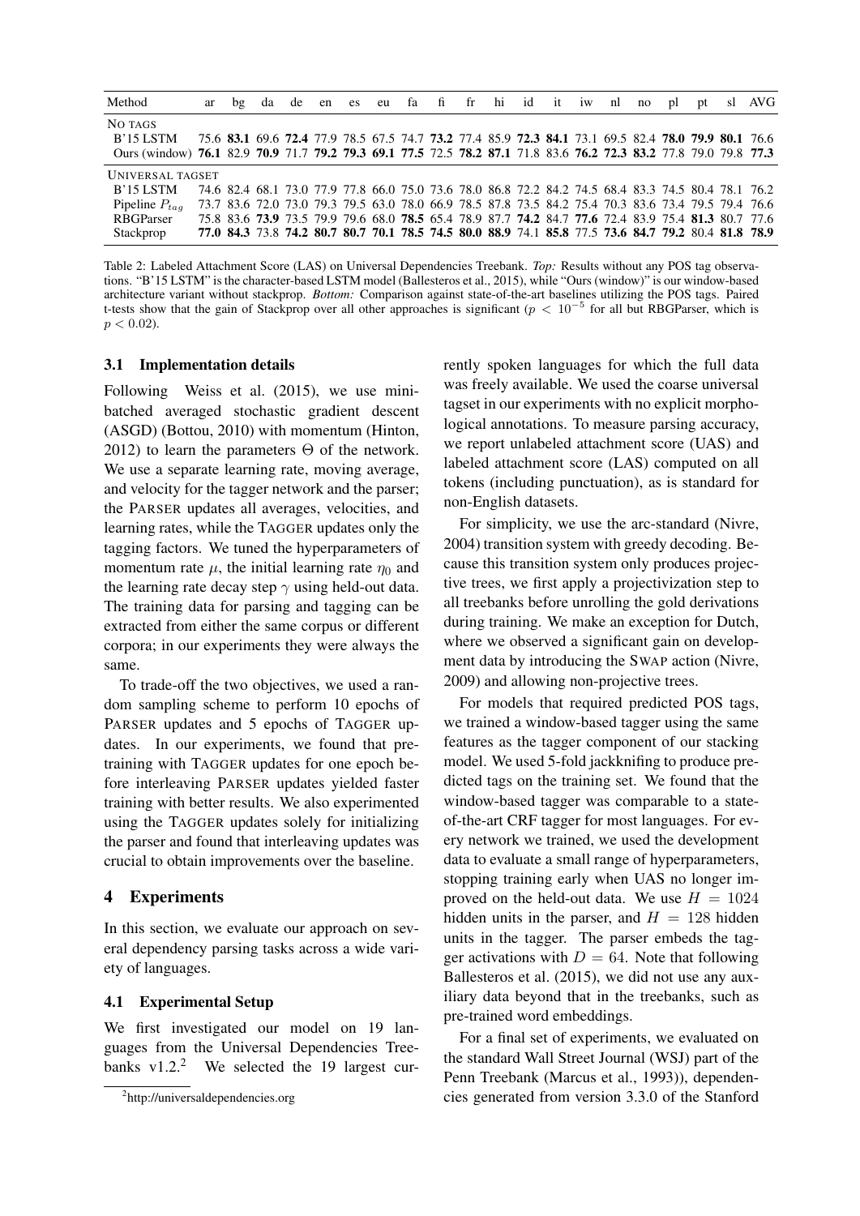| Method | ar | bg | da | de | en | es | eu | fa | fi | fr | hi | id | it | iw | nl | no | pl | pt | sl | AVG |
|---|---|---|---|---|---|---|---|---|---|---|---|---|---|---|---|---|---|---|---|---|
| NO TAGS | | | | | | | | | | | | | | | | | | | | |
| B'15 LSTM | 75.6 | **83.1** | 69.6 | **72.4** | 77.9 | 78.5 | 67.5 | 74.7 | **73.2** | 77.4 | 85.9 | **72.3** | **84.1** | 73.1 | 69.5 | 82.4 | **78.0** | **79.9** | **80.1** | 76.6 |
| Ours (window) | **76.1** | 82.9 | **70.9** | 71.7 | **79.2** | **79.3** | **69.1** | **77.5** | 72.5 | **78.2** | **87.1** | 71.8 | 83.6 | **76.2** | **72.3** | **83.2** | 77.8 | 79.0 | 79.8 | **77.3** |
| UNIVERSAL TAGSET | | | | | | | | | | | | | | | | | | | | |
| B'15 LSTM | 74.6 | 82.4 | 68.1 | 73.0 | 77.9 | 77.8 | 66.0 | 75.0 | 73.6 | 78.0 | 86.8 | 72.2 | 84.2 | 74.5 | 68.4 | 83.3 | 74.5 | 80.4 | 78.1 | 76.2 |
| Pipeline $P_{tag}$ | 73.7 | 83.6 | 72.0 | 73.0 | 79.3 | 79.5 | 63.0 | 78.0 | 66.9 | 78.5 | 87.8 | 73.5 | 84.2 | 75.4 | 70.3 | 83.6 | 73.4 | 79.5 | 79.4 | 76.6 |
| RBGParser | 75.8 | 83.6 | **73.9** | 73.5 | 79.9 | 79.6 | 68.0 | **78.5** | 65.4 | 78.9 | 87.7 | **74.2** | 84.7 | **77.6** | 72.4 | 83.9 | 75.4 | **81.3** | 80.7 | 77.6 |
| Stackprop | **77.0** | **84.3** | 73.8 | **74.2** | **80.7** | **80.7** | **70.1** | **78.5** | **74.5** | **80.0** | **88.9** | 74.1 | **85.8** | 77.5 | **73.6** | **84.7** | **79.2** | 80.4 | **81.8** | **78.9** |

Table 2: Labeled Attachment Score (LAS) on Universal Dependencies Treebank. *Top:* Results without any POS tag observations. "B'15 LSTM" is the character-based LSTM model (Ballesteros et al., 2015), while "Ours (window)" is our window-based architecture variant without stackprop. *Bottom:* Comparison against state-of-the-art baselines utilizing the POS tags. Paired t-tests show that the gain of Stackprop over all other approaches is significant ($p < 10^{-5}$ for all but RBGParser, which is $p < 0.02$).

### 3.1 Implementation details

Following Weiss et al. (2015), we use mini-batched averaged stochastic gradient descent (ASGD) (Bottou, 2010) with momentum (Hinton, 2012) to learn the parameters $\Theta$ of the network. We use a separate learning rate, moving average, and velocity for the tagger network and the parser; the PARSER updates all averages, velocities, and learning rates, while the TAGGER updates only the tagging factors. We tuned the hyperparameters of momentum rate $\mu$, the initial learning rate $\eta_0$ and the learning rate decay step $\gamma$ using held-out data. The training data for parsing and tagging can be extracted from either the same corpus or different corpora; in our experiments they were always the same.

To trade-off the two objectives, we used a random sampling scheme to perform 10 epochs of PARSER updates and 5 epochs of TAGGER updates. In our experiments, we found that pretraining with TAGGER updates for one epoch before interleaving PARSER updates yielded faster training with better results. We also experimented using the TAGGER updates solely for initializing the parser and found that interleaving updates was crucial to obtain improvements over the baseline.

## 4 Experiments

In this section, we evaluate our approach on several dependency parsing tasks across a wide variety of languages.

### 4.1 Experimental Setup

We first investigated our model on 19 languages from the Universal Dependencies Treebanks v1.2.[2] We selected the 19 largest currently spoken languages for which the full data was freely available. We used the coarse universal tagset in our experiments with no explicit morphological annotations. To measure parsing accuracy, we report unlabeled attachment score (UAS) and labeled attachment score (LAS) computed on all tokens (including punctuation), as is standard for non-English datasets.

For simplicity, we use the arc-standard (Nivre, 2004) transition system with greedy decoding. Because this transition system only produces projective trees, we first apply a projectivization step to all treebanks before unrolling the gold derivations during training. We make an exception for Dutch, where we observed a significant gain on development data by introducing the SWAP action (Nivre, 2009) and allowing non-projective trees.

For models that required predicted POS tags, we trained a window-based tagger using the same features as the tagger component of our stacking model. We used 5-fold jackknifing to produce predicted tags on the training set. We found that the window-based tagger was comparable to a state-of-the-art CRF tagger for most languages. For every network we trained, we used the development data to evaluate a small range of hyperparameters, stopping training early when UAS no longer improved on the held-out data. We use $H = 1024$ hidden units in the parser, and $H = 128$ hidden units in the tagger. The parser embeds the tagger activations with $D = 64$. Note that following Ballesteros et al. (2015), we did not use any auxiliary data beyond that in the treebanks, such as pre-trained word embeddings.

For a final set of experiments, we evaluated on the standard Wall Street Journal (WSJ) part of the Penn Treebank (Marcus et al., 1993)), dependencies generated from version 3.3.0 of the Stanford

[2] http://universaldependencies.org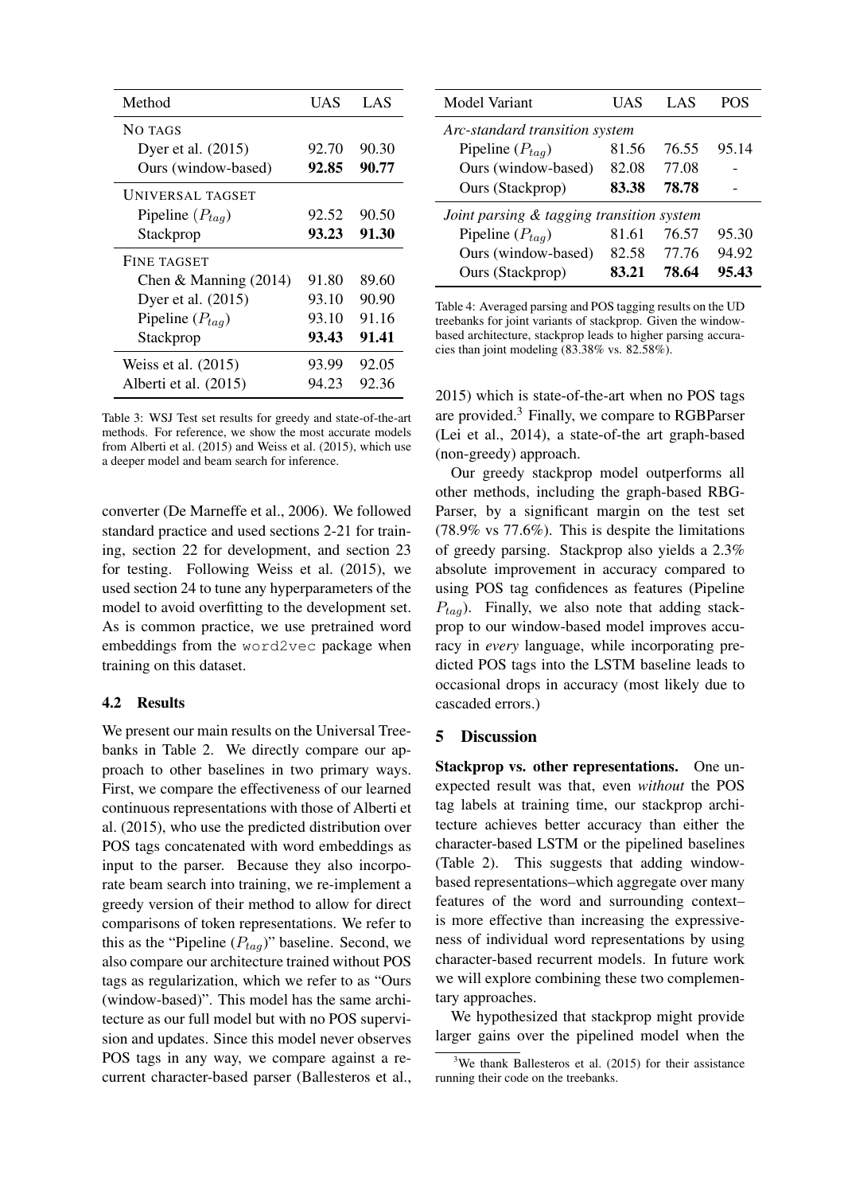| Method | UAS | LAS |
|---|---|---|
| NO TAGS | | |
| Dyer et al. (2015) | 92.70 | 90.30 |
| Ours (window-based) | **92.85** | **90.77** |
| UNIVERSAL TAGSET | | |
| Pipeline ($P_{tag}$) | 92.52 | 90.50 |
| Stackprop | **93.23** | **91.30** |
| FINE TAGSET | | |
| Chen & Manning (2014) | 91.80 | 89.60 |
| Dyer et al. (2015) | 93.10 | 90.90 |
| Pipeline ($P_{tag}$) | 93.10 | 91.16 |
| Stackprop | **93.43** | **91.41** |
| Weiss et al. (2015) | 93.99 | 92.05 |
| Alberti et al. (2015) | 94.23 | 92.36 |

Table 3: WSJ Test set results for greedy and state-of-the-art methods. For reference, we show the most accurate models from Alberti et al. (2015) and Weiss et al. (2015), which use a deeper model and beam search for inference.

converter (De Marneffe et al., 2006). We followed standard practice and used sections 2-21 for training, section 22 for development, and section 23 for testing. Following Weiss et al. (2015), we used section 24 to tune any hyperparameters of the model to avoid overfitting to the development set. As is common practice, we use pretrained word embeddings from the `word2vec` package when training on this dataset.

### 4.2 Results

We present our main results on the Universal Treebanks in Table 2. We directly compare our approach to other baselines in two primary ways. First, we compare the effectiveness of our learned continuous representations with those of Alberti et al. (2015), who use the predicted distribution over POS tags concatenated with word embeddings as input to the parser. Because they also incorporate beam search into training, we re-implement a greedy version of their method to allow for direct comparisons of token representations. We refer to this as the "Pipeline ($P_{tag}$)" baseline. Second, we also compare our architecture trained without POS tags as regularization, which we refer to as "Ours (window-based)". This model has the same architecture as our full model but with no POS supervision and updates. Since this model never observes POS tags in any way, we compare against a recurrent character-based parser (Ballesteros et al., 2015) which is state-of-the-art when no POS tags are provided.[3] Finally, we compare to RGBParser (Lei et al., 2014), a state-of-the art graph-based (non-greedy) approach.

| Model Variant | UAS | LAS | POS |
|---|---|---|---|
| *Arc-standard transition system* | | | |
| Pipeline ($P_{tag}$) | 81.56 | 76.55 | 95.14 |
| Ours (window-based) | 82.08 | 77.08 | - |
| Ours (Stackprop) | **83.38** | **78.78** | - |
| *Joint parsing & tagging transition system* | | | |
| Pipeline ($P_{tag}$) | 81.61 | 76.57 | 95.30 |
| Ours (window-based) | 82.58 | 77.76 | 94.92 |
| Ours (Stackprop) | **83.21** | **78.64** | **95.43** |

Table 4: Averaged parsing and POS tagging results on the UD treebanks for joint variants of stackprop. Given the window-based architecture, stackprop leads to higher parsing accuracies than joint modeling (83.38% vs. 82.58%).

Our greedy stackprop model outperforms all other methods, including the graph-based RBG-Parser, by a significant margin on the test set (78.9% vs 77.6%). This is despite the limitations of greedy parsing. Stackprop also yields a 2.3% absolute improvement in accuracy compared to using POS tag confidences as features (Pipeline $P_{tag}$). Finally, we also note that adding stackprop to our window-based model improves accuracy in *every* language, while incorporating predicted POS tags into the LSTM baseline leads to occasional drops in accuracy (most likely due to cascaded errors.)

## 5 Discussion

**Stackprop vs. other representations.** One unexpected result was that, even *without* the POS tag labels at training time, our stackprop architecture achieves better accuracy than either the character-based LSTM or the pipelined baselines (Table 2). This suggests that adding window-based representations–which aggregate over many features of the word and surrounding context–is more effective than increasing the expressiveness of individual word representations by using character-based recurrent models. In future work we will explore combining these two complementary approaches.

We hypothesized that stackprop might provide larger gains over the pipelined model when the

[3] We thank Ballesteros et al. (2015) for their assistance running their code on the treebanks.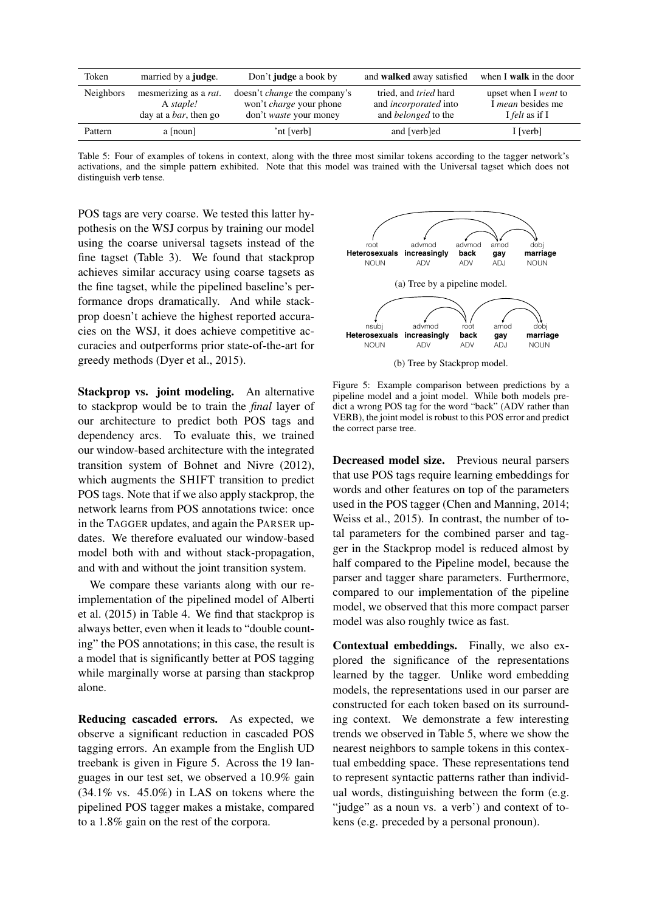| Token | married by a **judge**. | Don't **judge** a book by | and **walked** away satisfied | when I **walk** in the door |
|---|---|---|---|---|
| Neighbors | mesmerizing as a *rat*.<br>A *staple!*<br>day at a *bar*, then go | doesn't *change* the company's<br>won't *charge* your phone<br>don't *waste* your money | tried, and *tried* hard<br>and *incorporated* into<br>and *belonged* to the | upset when I *went* to<br>I *mean* besides me<br>I *felt* as if I |
| Pattern | a [noun] | 'nt [verb] | and [verb]ed | I [verb] |

Table 5: Four of examples of tokens in context, along with the three most similar tokens according to the tagger network's activations, and the simple pattern exhibited. Note that this model was trained with the Universal tagset which does not distinguish verb tense.

POS tags are very coarse. We tested this latter hypothesis on the WSJ corpus by training our model using the coarse universal tagsets instead of the fine tagset (Table 3). We found that stackprop achieves similar accuracy using coarse tagsets as the fine tagset, while the pipelined baseline's performance drops dramatically. And while stackprop doesn't achieve the highest reported accuracies on the WSJ, it does achieve competitive accuracies and outperforms prior state-of-the-art for greedy methods (Dyer et al., 2015).

**Stackprop vs. joint modeling.** An alternative to stackprop would be to train the *final* layer of our architecture to predict both POS tags and dependency arcs. To evaluate this, we trained our window-based architecture with the integrated transition system of Bohnet and Nivre (2012), which augments the SHIFT transition to predict POS tags. Note that if we also apply stackprop, the network learns from POS annotations twice: once in the TAGGER updates, and again the PARSER updates. We therefore evaluated our window-based model both with and without stack-propagation, and with and without the joint transition system.

We compare these variants along with our reimplementation of the pipelined model of Alberti et al. (2015) in Table 4. We find that stackprop is always better, even when it leads to "double counting" the POS annotations; in this case, the result is a model that is significantly better at POS tagging while marginally worse at parsing than stackprop alone.

**Reducing cascaded errors.** As expected, we observe a significant reduction in cascaded POS tagging errors. An example from the English UD treebank is given in Figure 5. Across the 19 languages in our test set, we observed a 10.9% gain (34.1% vs. 45.0%) in LAS on tokens where the pipelined POS tagger makes a mistake, compared to a 1.8% gain on the rest of the corpora.

(a) Tree by a pipeline model.

(b) Tree by Stackprop model.

Figure 5: Example comparison between predictions by a pipeline model and a joint model. While both models predict a wrong POS tag for the word "back" (ADV rather than VERB), the joint model is robust to this POS error and predict the correct parse tree.

**Decreased model size.** Previous neural parsers that use POS tags require learning embeddings for words and other features on top of the parameters used in the POS tagger (Chen and Manning, 2014; Weiss et al., 2015). In contrast, the number of total parameters for the combined parser and tagger in the Stackprop model is reduced almost by half compared to the Pipeline model, because the parser and tagger share parameters. Furthermore, compared to our implementation of the pipeline model, we observed that this more compact parser model was also roughly twice as fast.

**Contextual embeddings.** Finally, we also explored the significance of the representations learned by the tagger. Unlike word embedding models, the representations used in our parser are constructed for each token based on its surrounding context. We demonstrate a few interesting trends we observed in Table 5, where we show the nearest neighbors to sample tokens in this contextual embedding space. These representations tend to represent syntactic patterns rather than individual words, distinguishing between the form (e.g. "judge" as a noun vs. a verb') and context of tokens (e.g. preceded by a personal pronoun).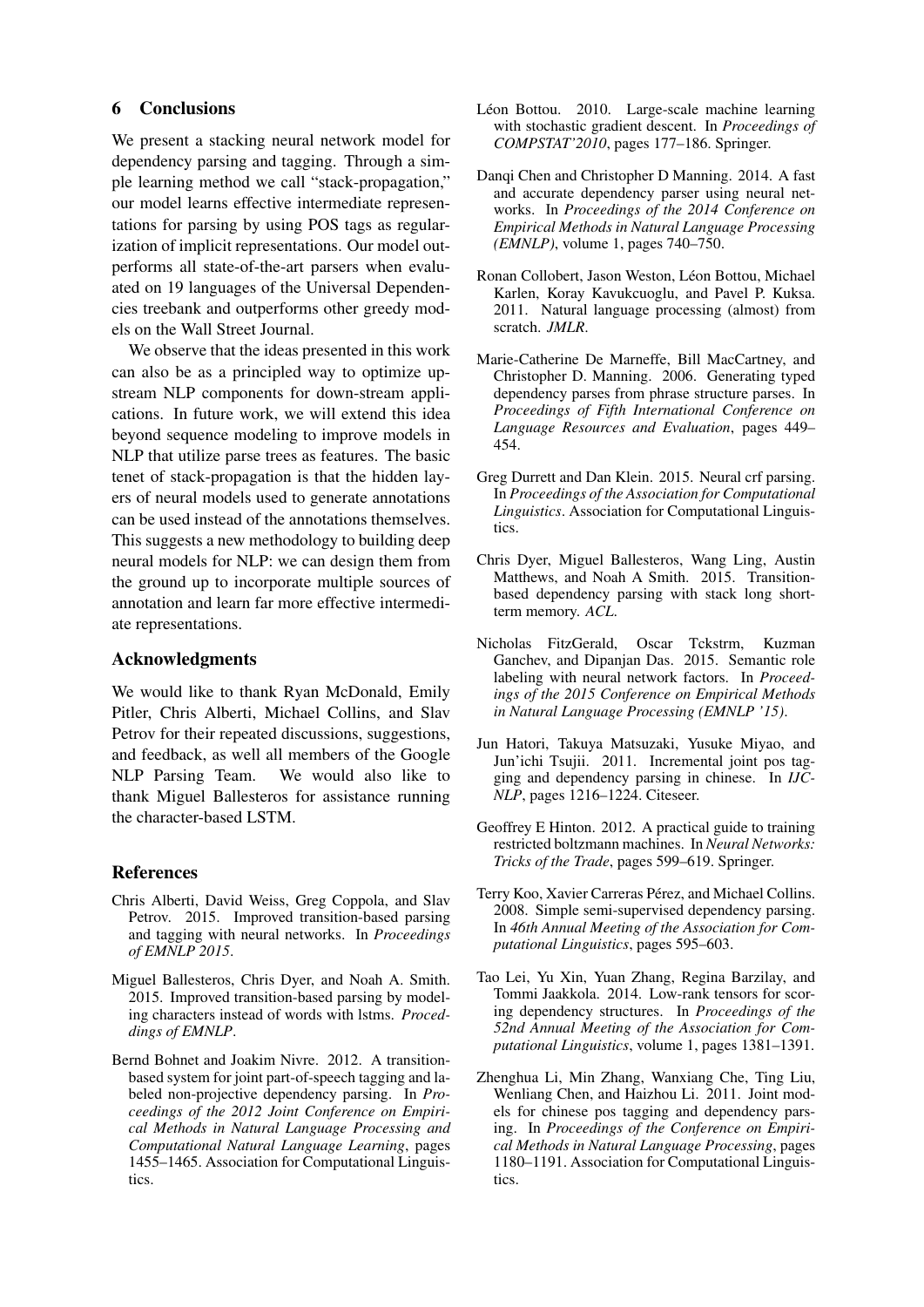## 6 Conclusions

We present a stacking neural network model for dependency parsing and tagging. Through a simple learning method we call "stack-propagation," our model learns effective intermediate representations for parsing by using POS tags as regularization of implicit representations. Our model outperforms all state-of-the-art parsers when evaluated on 19 languages of the Universal Dependencies treebank and outperforms other greedy models on the Wall Street Journal.

We observe that the ideas presented in this work can also be as a principled way to optimize up-stream NLP components for down-stream applications. In future work, we will extend this idea beyond sequence modeling to improve models in NLP that utilize parse trees as features. The basic tenet of stack-propagation is that the hidden layers of neural models used to generate annotations can be used instead of the annotations themselves. This suggests a new methodology to building deep neural models for NLP: we can design them from the ground up to incorporate multiple sources of annotation and learn far more effective intermediate representations.

### Acknowledgments

We would like to thank Ryan McDonald, Emily Pitler, Chris Alberti, Michael Collins, and Slav Petrov for their repeated discussions, suggestions, and feedback, as well all members of the Google NLP Parsing Team. We would also like to thank Miguel Ballesteros for assistance running the character-based LSTM.

### References

Chris Alberti, David Weiss, Greg Coppola, and Slav Petrov. 2015. Improved transition-based parsing and tagging with neural networks. In *Proceedings of EMNLP 2015*.

Miguel Ballesteros, Chris Dyer, and Noah A. Smith. 2015. Improved transition-based parsing by modeling characters instead of words with lstms. *Proceddings of EMNLP*.

Bernd Bohnet and Joakim Nivre. 2012. A transition-based system for joint part-of-speech tagging and labeled non-projective dependency parsing. In *Proceedings of the 2012 Joint Conference on Empirical Methods in Natural Language Processing and Computational Natural Language Learning*, pages 1455–1465. Association for Computational Linguistics.

Léon Bottou. 2010. Large-scale machine learning with stochastic gradient descent. In *Proceedings of COMPSTAT'2010*, pages 177–186. Springer.

Danqi Chen and Christopher D Manning. 2014. A fast and accurate dependency parser using neural networks. In *Proceedings of the 2014 Conference on Empirical Methods in Natural Language Processing (EMNLP)*, volume 1, pages 740–750.

Ronan Collobert, Jason Weston, Léon Bottou, Michael Karlen, Koray Kavukcuoglu, and Pavel P. Kuksa. 2011. Natural language processing (almost) from scratch. *JMLR*.

Marie-Catherine De Marneffe, Bill MacCartney, and Christopher D. Manning. 2006. Generating typed dependency parses from phrase structure parses. In *Proceedings of Fifth International Conference on Language Resources and Evaluation*, pages 449–454.

Greg Durrett and Dan Klein. 2015. Neural crf parsing. In *Proceedings of the Association for Computational Linguistics*. Association for Computational Linguistics.

Chris Dyer, Miguel Ballesteros, Wang Ling, Austin Matthews, and Noah A Smith. 2015. Transition-based dependency parsing with stack long short-term memory. *ACL*.

Nicholas FitzGerald, Oscar Tckstrm, Kuzman Ganchev, and Dipanjan Das. 2015. Semantic role labeling with neural network factors. In *Proceedings of the 2015 Conference on Empirical Methods in Natural Language Processing (EMNLP '15)*.

Jun Hatori, Takuya Matsuzaki, Yusuke Miyao, and Jun'ichi Tsujii. 2011. Incremental joint pos tagging and dependency parsing in chinese. In *IJCNLP*, pages 1216–1224. Citeseer.

Geoffrey E Hinton. 2012. A practical guide to training restricted boltzmann machines. In *Neural Networks: Tricks of the Trade*, pages 599–619. Springer.

Terry Koo, Xavier Carreras Pérez, and Michael Collins. 2008. Simple semi-supervised dependency parsing. In *46th Annual Meeting of the Association for Computational Linguistics*, pages 595–603.

Tao Lei, Yu Xin, Yuan Zhang, Regina Barzilay, and Tommi Jaakkola. 2014. Low-rank tensors for scoring dependency structures. In *Proceedings of the 52nd Annual Meeting of the Association for Computational Linguistics*, volume 1, pages 1381–1391.

Zhenghua Li, Min Zhang, Wanxiang Che, Ting Liu, Wenliang Chen, and Haizhou Li. 2011. Joint models for chinese pos tagging and dependency parsing. In *Proceedings of the Conference on Empirical Methods in Natural Language Processing*, pages 1180–1191. Association for Computational Linguistics.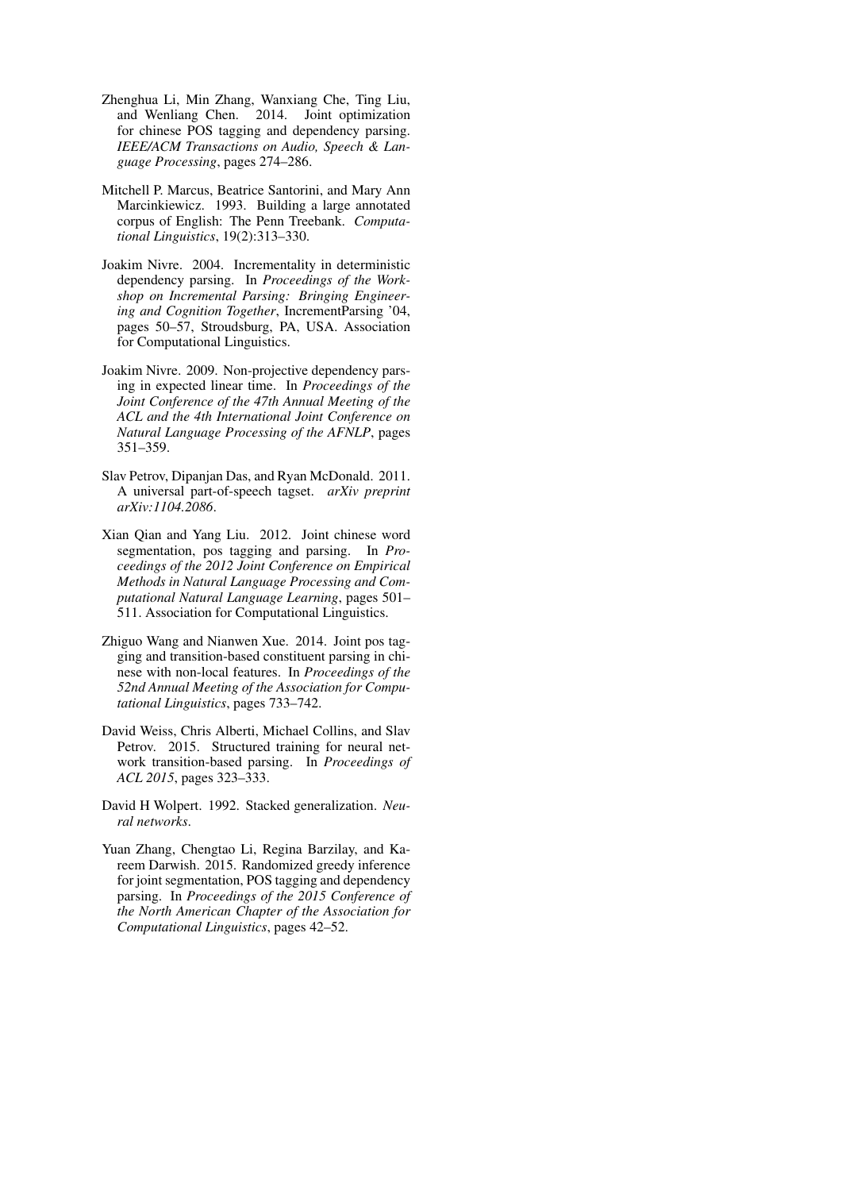Zhenghua Li, Min Zhang, Wanxiang Che, Ting Liu, and Wenliang Chen. 2014. Joint optimization for chinese POS tagging and dependency parsing. *IEEE/ACM Transactions on Audio, Speech & Language Processing*, pages 274–286.

Mitchell P. Marcus, Beatrice Santorini, and Mary Ann Marcinkiewicz. 1993. Building a large annotated corpus of English: The Penn Treebank. *Computational Linguistics*, 19(2):313–330.

Joakim Nivre. 2004. Incrementality in deterministic dependency parsing. In *Proceedings of the Workshop on Incremental Parsing: Bringing Engineering and Cognition Together*, IncrementParsing '04, pages 50–57, Stroudsburg, PA, USA. Association for Computational Linguistics.

Joakim Nivre. 2009. Non-projective dependency parsing in expected linear time. In *Proceedings of the Joint Conference of the 47th Annual Meeting of the ACL and the 4th International Joint Conference on Natural Language Processing of the AFNLP*, pages 351–359.

Slav Petrov, Dipanjan Das, and Ryan McDonald. 2011. A universal part-of-speech tagset. *arXiv preprint arXiv:1104.2086*.

Xian Qian and Yang Liu. 2012. Joint chinese word segmentation, pos tagging and parsing. In *Proceedings of the 2012 Joint Conference on Empirical Methods in Natural Language Processing and Computational Natural Language Learning*, pages 501–511. Association for Computational Linguistics.

Zhiguo Wang and Nianwen Xue. 2014. Joint pos tagging and transition-based constituent parsing in chinese with non-local features. In *Proceedings of the 52nd Annual Meeting of the Association for Computational Linguistics*, pages 733–742.

David Weiss, Chris Alberti, Michael Collins, and Slav Petrov. 2015. Structured training for neural network transition-based parsing. In *Proceedings of ACL 2015*, pages 323–333.

David H Wolpert. 1992. Stacked generalization. *Neural networks*.

Yuan Zhang, Chengtao Li, Regina Barzilay, and Kareem Darwish. 2015. Randomized greedy inference for joint segmentation, POS tagging and dependency parsing. In *Proceedings of the 2015 Conference of the North American Chapter of the Association for Computational Linguistics*, pages 42–52.